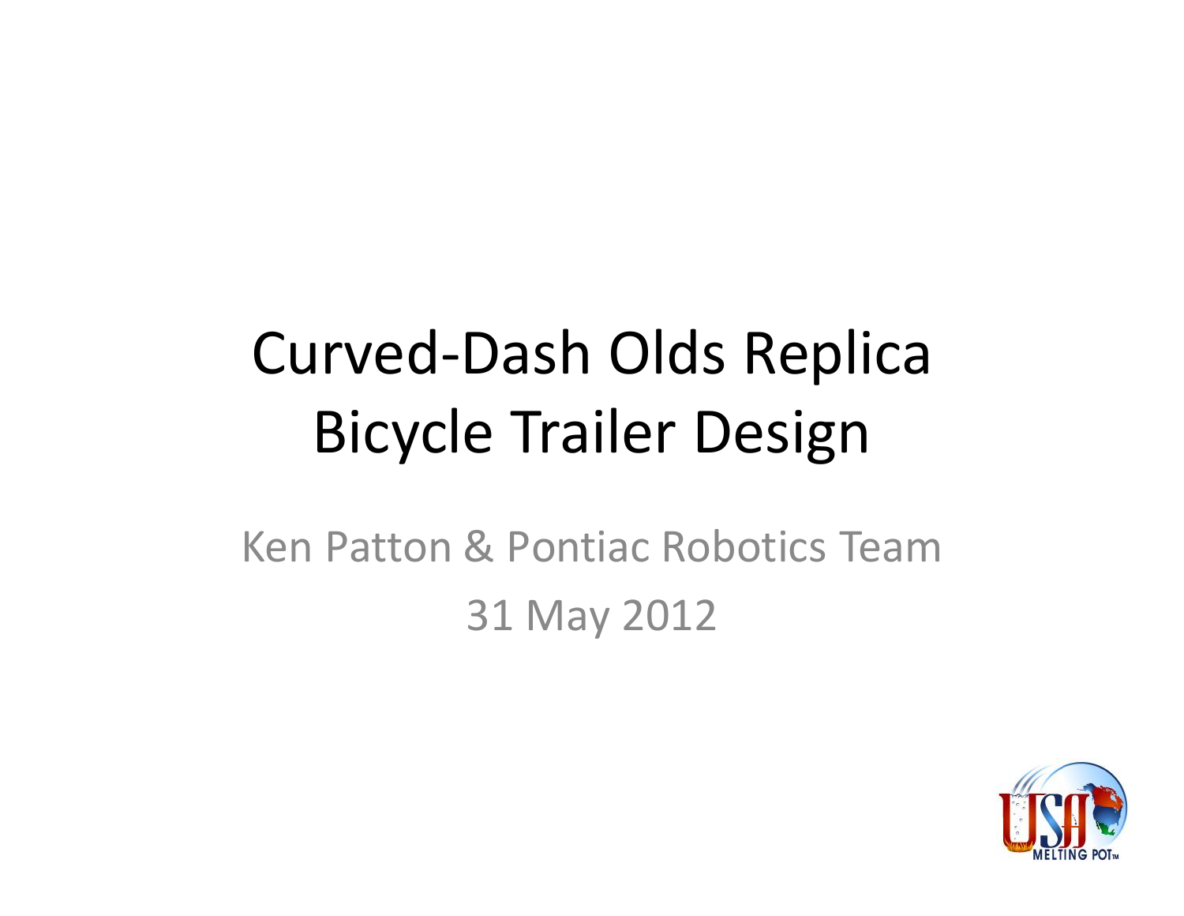# Curved-Dash Olds Replica Bicycle Trailer Design

Ken Patton & Pontiac Robotics Team

31 May 2012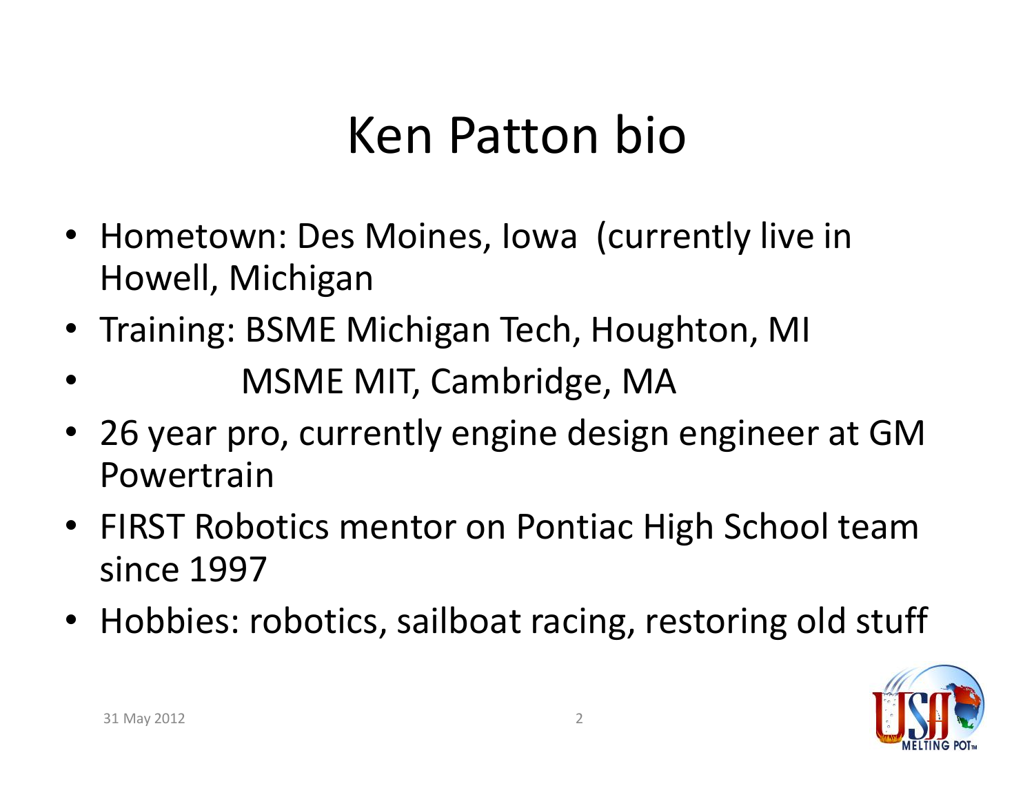# Ken Patton bio

- Hometown: Des Moines, Iowa (currently live in Howell, Michigan
- Training: BSME Michigan Tech, Houghton, MI
- MSME MIT, Cambridge, MA
- 26 year pro, currently engine design engineer at GM Powertrain
- FIRST Robotics mentor on Pontiac High School team since 1997
- Hobbies: robotics, sailboat racing, restoring old stuff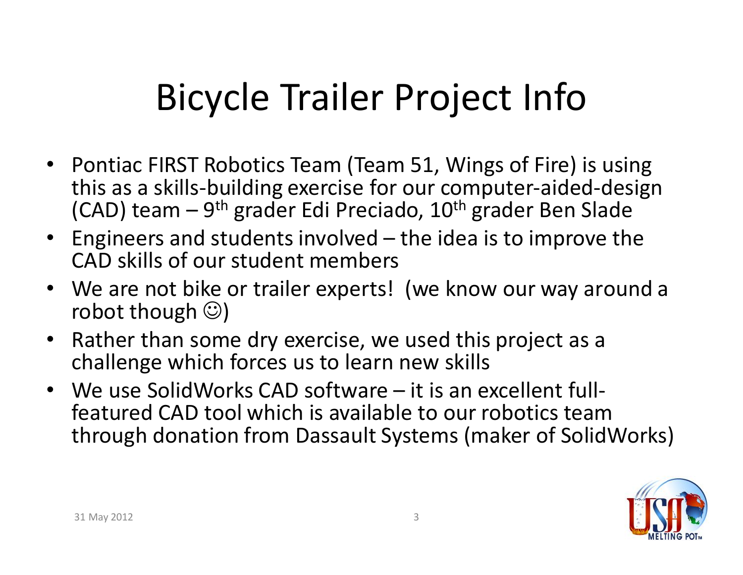# Bicycle Trailer Project Info

- Pontiac FIRST Robotics Team (Team 51, Wings of Fire) is using this as a skills-building exercise for our computer-aided-design (CAD) team – 9th grader Edi Preciado, 10th grader Ben Slade
- Engineers and students involved – the idea is to improve the CAD skills of our student members
- We are not bike or trailer experts! (we know our way around a robot though ☺)
- Rather than some dry exercise, we used this project as a challenge which forces us to learn new skills
- We use SolidWorks CAD software – it is an excellent full-featured CAD tool which is available to our robotics team through donation from Dassault Systems (maker of SolidWorks)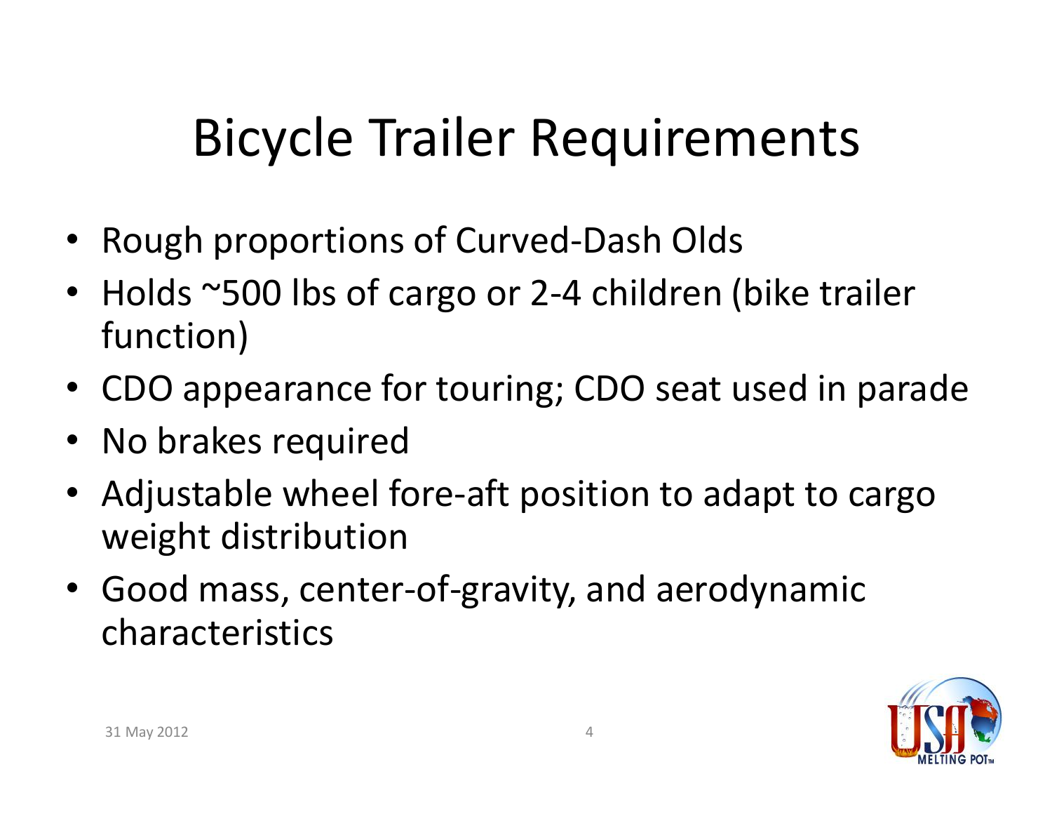# Bicycle Trailer Requirements

- Rough proportions of Curved-Dash Olds
- Holds ~500 lbs of cargo or 2-4 children (bike trailer function)
- CDO appearance for touring; CDO seat used in parade
- No brakes required
- Adjustable wheel fore-aft position to adapt to cargo weight distribution
- Good mass, center-of-gravity, and aerodynamic characteristics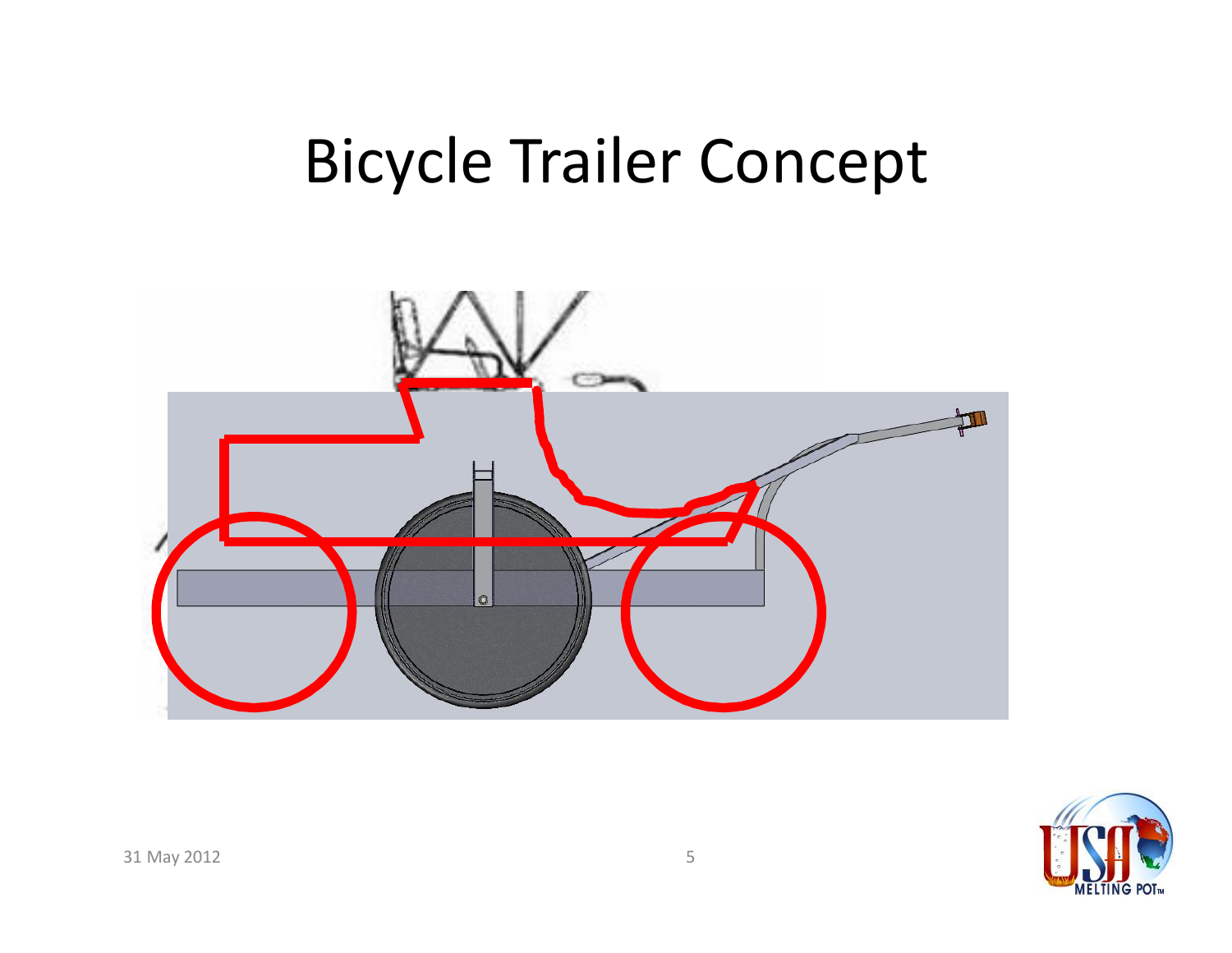# Bicycle Trailer Concept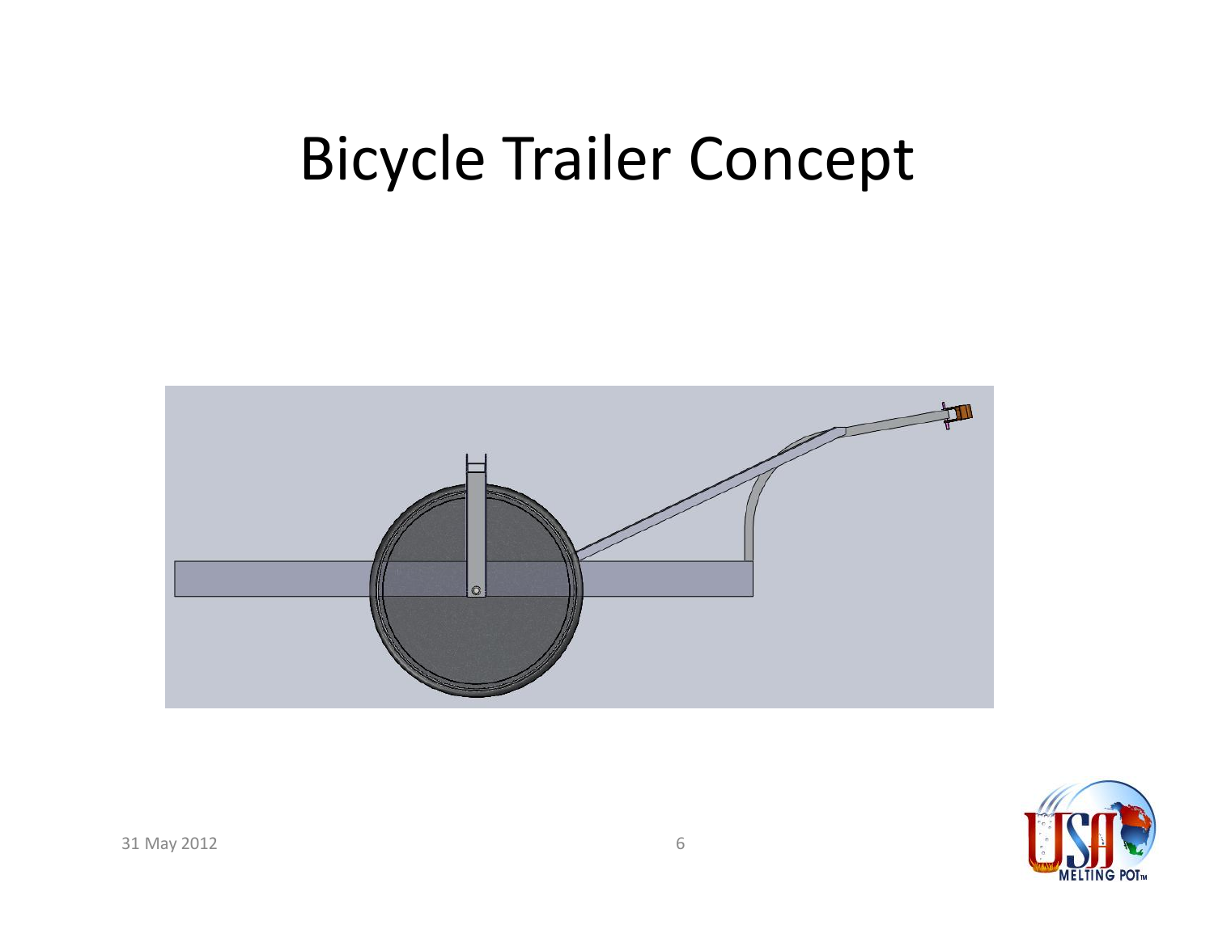# Bicycle Trailer Concept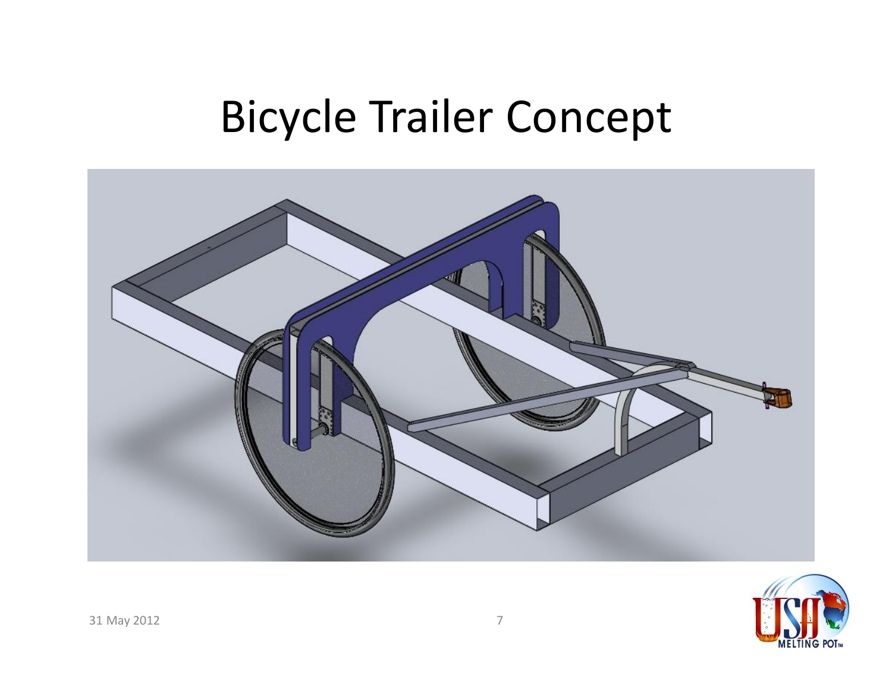# Bicycle Trailer Concept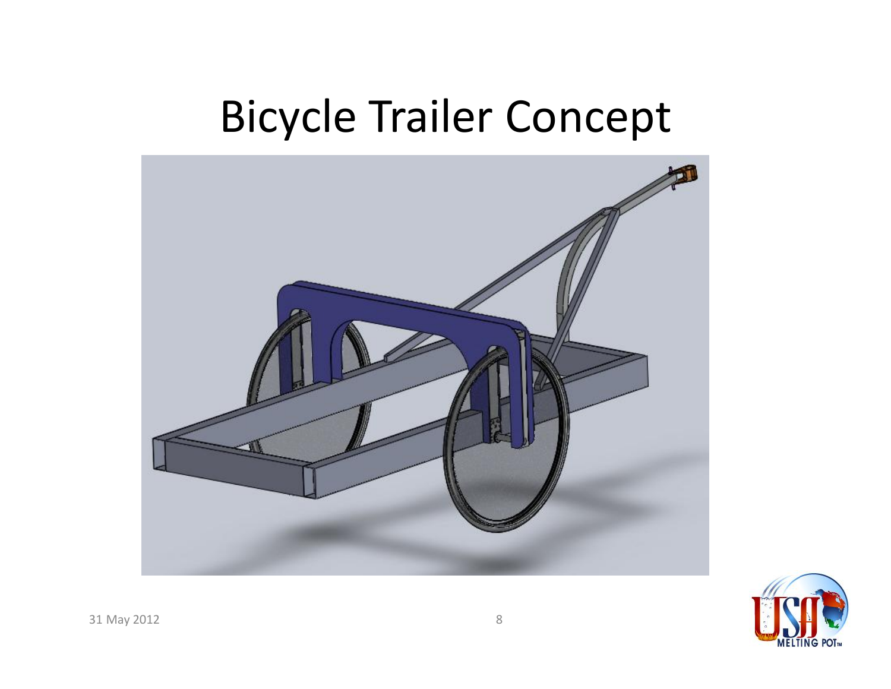# Bicycle Trailer Concept